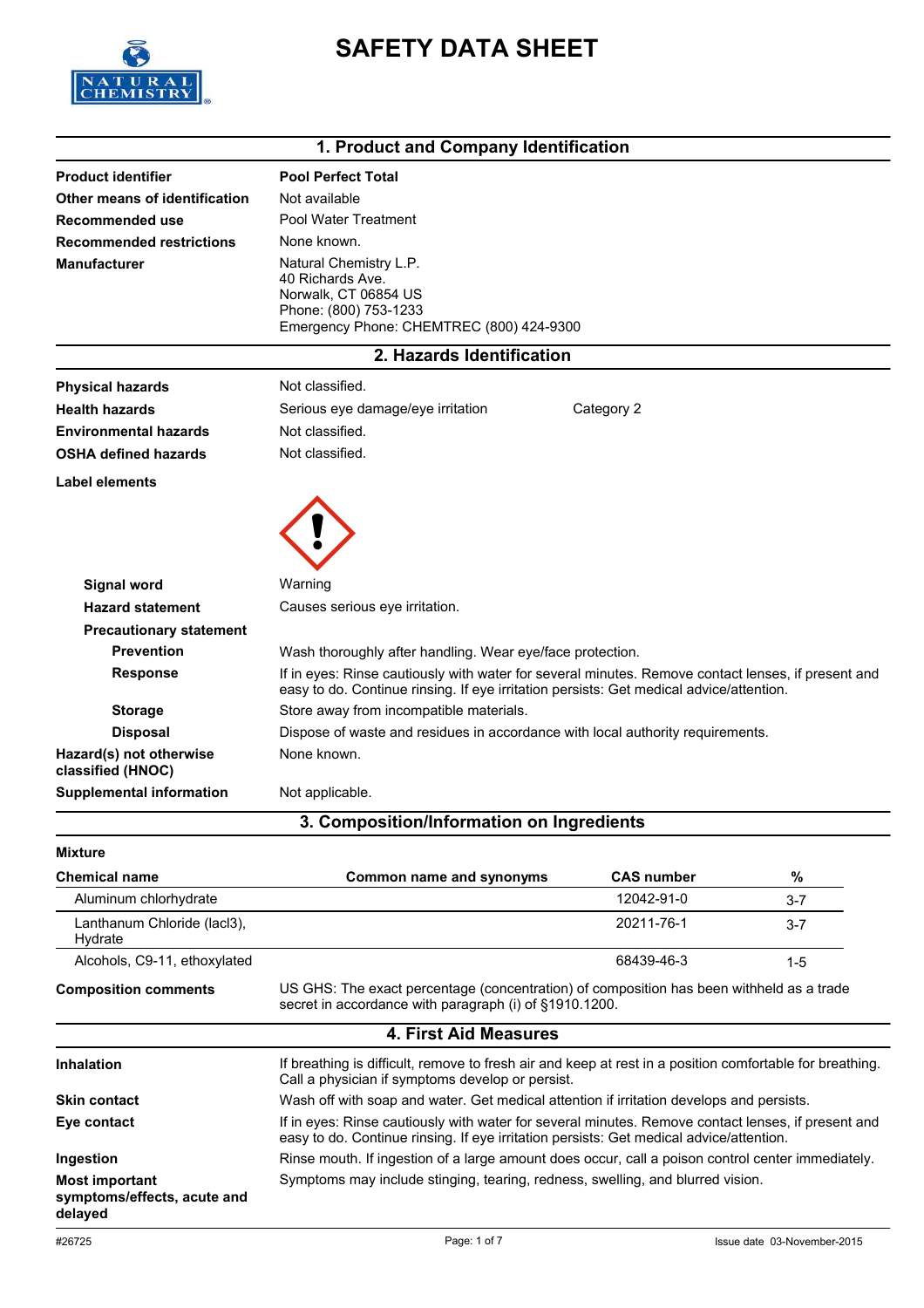# SAFETY DATA SHEET

## 1. Product and Company Identification

| | |
|---|---|
| **Product identifier** | **Pool Perfect Total** |
| **Other means of identification** | Not available |
| **Recommended use** | Pool Water Treatment |
| **Recommended restrictions** | None known. |
| **Manufacturer** | Natural Chemistry L.P.<br>40 Richards Ave.<br>Norwalk, CT 06854 US<br>Phone: (800) 753-1233<br>Emergency Phone: CHEMTREC (800) 424-9300 |

## 2. Hazards Identification

| | | |
|---|---|---|
| **Physical hazards** | Not classified. | |
| **Health hazards** | Serious eye damage/eye irritation | Category 2 |
| **Environmental hazards** | Not classified. | |
| **OSHA defined hazards** | Not classified. | |

**Label elements**

**Signal word** Warning

**Hazard statement** Causes serious eye irritation.

**Precautionary statement**

**Prevention** Wash thoroughly after handling. Wear eye/face protection.

**Response** If in eyes: Rinse cautiously with water for several minutes. Remove contact lenses, if present and easy to do. Continue rinsing. If eye irritation persists: Get medical advice/attention.

**Storage** Store away from incompatible materials.

**Disposal** Dispose of waste and residues in accordance with local authority requirements.

**Hazard(s) not otherwise classified (HNOC)** None known.

**Supplemental information** Not applicable.

## 3. Composition/Information on Ingredients

**Mixture**

| Chemical name | Common name and synonyms | CAS number | % |
|---|---|---|---|
| Aluminum chlorhydrate | | 12042-91-0 | 3-7 |
| Lanthanum Chloride (lacl3), Hydrate | | 20211-76-1 | 3-7 |
| Alcohols, C9-11, ethoxylated | | 68439-46-3 | 1-5 |

**Composition comments** US GHS: The exact percentage (concentration) of composition has been withheld as a trade secret in accordance with paragraph (i) of §1910.1200.

## 4. First Aid Measures

| | |
|---|---|
| **Inhalation** | If breathing is difficult, remove to fresh air and keep at rest in a position comfortable for breathing. Call a physician if symptoms develop or persist. |
| **Skin contact** | Wash off with soap and water. Get medical attention if irritation develops and persists. |
| **Eye contact** | If in eyes: Rinse cautiously with water for several minutes. Remove contact lenses, if present and easy to do. Continue rinsing. If eye irritation persists: Get medical advice/attention. |
| **Ingestion** | Rinse mouth. If ingestion of a large amount does occur, call a poison control center immediately. |
| **Most important symptoms/effects, acute and delayed** | Symptoms may include stinging, tearing, redness, swelling, and blurred vision. |

#26725 Issue date 03-November-2015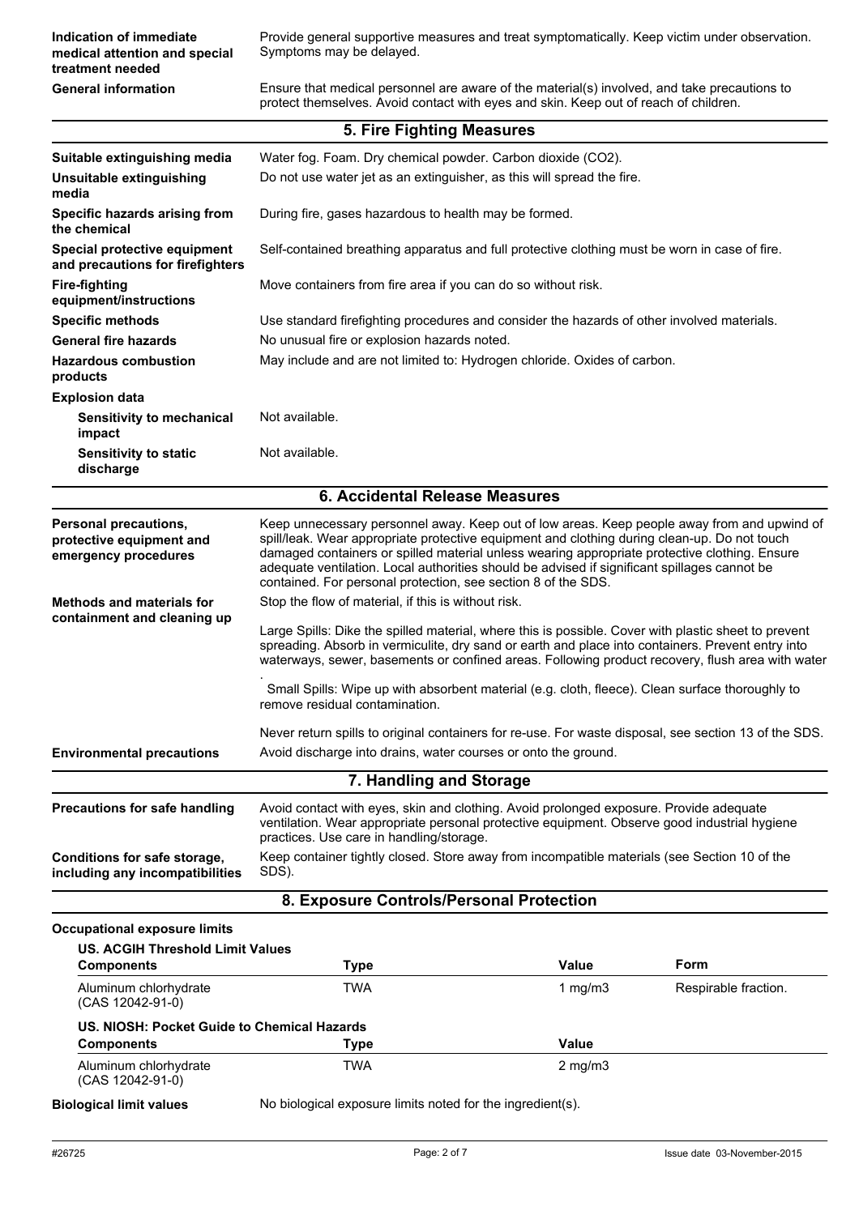| | |
|---|---|
| **Indication of immediate medical attention and special treatment needed** | Provide general supportive measures and treat symptomatically. Keep victim under observation. Symptoms may be delayed. |
| **General information** | Ensure that medical personnel are aware of the material(s) involved, and take precautions to protect themselves. Avoid contact with eyes and skin. Keep out of reach of children. |

## 5. Fire Fighting Measures

| | |
|---|---|
| **Suitable extinguishing media** | Water fog. Foam. Dry chemical powder. Carbon dioxide ($CO_2$). |
| **Unsuitable extinguishing media** | Do not use water jet as an extinguisher, as this will spread the fire. |
| **Specific hazards arising from the chemical** | During fire, gases hazardous to health may be formed. |
| **Special protective equipment and precautions for firefighters** | Self-contained breathing apparatus and full protective clothing must be worn in case of fire. |
| **Fire-fighting equipment/instructions** | Move containers from fire area if you can do so without risk. |
| **Specific methods** | Use standard firefighting procedures and consider the hazards of other involved materials. |
| **General fire hazards** | No unusual fire or explosion hazards noted. |
| **Hazardous combustion products** | May include and are not limited to: Hydrogen chloride. Oxides of carbon. |
| **Explosion data** | |
| **Sensitivity to mechanical impact** | Not available. |
| **Sensitivity to static discharge** | Not available. |

## 6. Accidental Release Measures

**Personal precautions, protective equipment and emergency procedures**

Keep unnecessary personnel away. Keep out of low areas. Keep people away from and upwind of spill/leak. Wear appropriate protective equipment and clothing during clean-up. Do not touch damaged containers or spilled material unless wearing appropriate protective clothing. Ensure adequate ventilation. Local authorities should be advised if significant spillages cannot be contained. For personal protection, see section 8 of the SDS.

**Methods and materials for containment and cleaning up**

Stop the flow of material, if this is without risk.

Large Spills: Dike the spilled material, where this is possible. Cover with plastic sheet to prevent spreading. Absorb in vermiculite, dry sand or earth and place into containers. Prevent entry into waterways, sewer, basements or confined areas. Following product recovery, flush area with water .

Small Spills: Wipe up with absorbent material (e.g. cloth, fleece). Clean surface thoroughly to remove residual contamination.

Never return spills to original containers for re-use. For waste disposal, see section 13 of the SDS.

**Environmental precautions**

Avoid discharge into drains, water courses or onto the ground.

## 7. Handling and Storage

| | |
|---|---|
| **Precautions for safe handling** | Avoid contact with eyes, skin and clothing. Avoid prolonged exposure. Provide adequate ventilation. Wear appropriate personal protective equipment. Observe good industrial hygiene practices. Use care in handling/storage. |
| **Conditions for safe storage, including any incompatibilities** | Keep container tightly closed. Store away from incompatible materials (see Section 10 of the SDS). |

## 8. Exposure Controls/Personal Protection

**Occupational exposure limits**

**US. ACGIH Threshold Limit Values**

| Components | Type | Value | Form |
|---|---|---|---|
| Aluminum chlorhydrate (CAS 12042-91-0) | TWA | 1 mg/m3 | Respirable fraction. |

**US. NIOSH: Pocket Guide to Chemical Hazards**

| Components | Type | Value |
|---|---|---|
| Aluminum chlorhydrate (CAS 12042-91-0) | TWA | 2 mg/m3 |

**Biological limit values**

No biological exposure limits noted for the ingredient(s).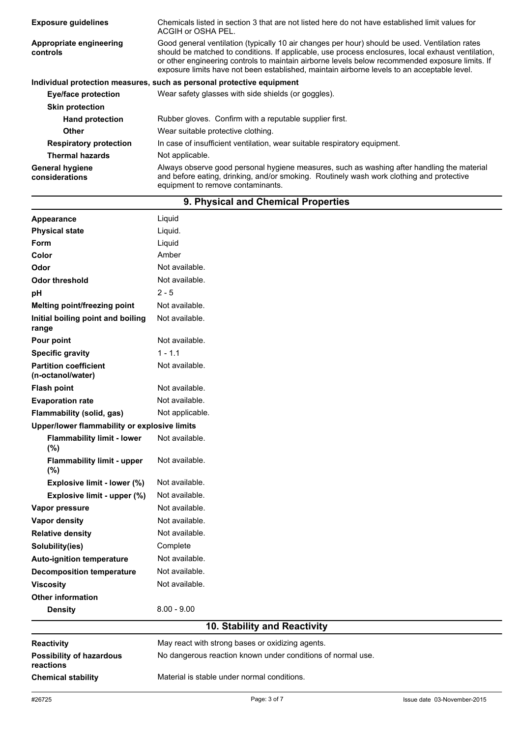| | |
|---|---|
| **Exposure guidelines** | Chemicals listed in section 3 that are not listed here do not have established limit values for ACGIH or OSHA PEL. |
| **Appropriate engineering controls** | Good general ventilation (typically 10 air changes per hour) should be used. Ventilation rates should be matched to conditions. If applicable, use process enclosures, local exhaust ventilation, or other engineering controls to maintain airborne levels below recommended exposure limits. If exposure limits have not been established, maintain airborne levels to an acceptable level. |

**Individual protection measures, such as personal protective equipment**

| | |
|---|---|
| **Eye/face protection** | Wear safety glasses with side shields (or goggles). |
| **Skin protection** | |
| **Hand protection** | Rubber gloves. Confirm with a reputable supplier first. |
| **Other** | Wear suitable protective clothing. |
| **Respiratory protection** | In case of insufficient ventilation, wear suitable respiratory equipment. |
| **Thermal hazards** | Not applicable. |
| **General hygiene considerations** | Always observe good personal hygiene measures, such as washing after handling the material and before eating, drinking, and/or smoking. Routinely wash work clothing and protective equipment to remove contaminants. |

## 9. Physical and Chemical Properties

| | |
|---|---|
| **Appearance** | Liquid |
| **Physical state** | Liquid. |
| **Form** | Liquid |
| **Color** | Amber |
| **Odor** | Not available. |
| **Odor threshold** | Not available. |
| **pH** | 2 - 5 |
| **Melting point/freezing point** | Not available. |
| **Initial boiling point and boiling range** | Not available. |
| **Pour point** | Not available. |
| **Specific gravity** | 1 - 1.1 |
| **Partition coefficient (n-octanol/water)** | Not available. |
| **Flash point** | Not available. |
| **Evaporation rate** | Not available. |
| **Flammability (solid, gas)** | Not applicable. |
| **Upper/lower flammability or explosive limits** | |
| **Flammability limit - lower (%)** | Not available. |
| **Flammability limit - upper (%)** | Not available. |
| **Explosive limit - lower (%)** | Not available. |
| **Explosive limit - upper (%)** | Not available. |
| **Vapor pressure** | Not available. |
| **Vapor density** | Not available. |
| **Relative density** | Not available. |
| **Solubility(ies)** | Complete |
| **Auto-ignition temperature** | Not available. |
| **Decomposition temperature** | Not available. |
| **Viscosity** | Not available. |
| **Other information** | |
| **Density** | 8.00 - 9.00 |

## 10. Stability and Reactivity

| | |
|---|---|
| **Reactivity** | May react with strong bases or oxidizing agents. |
| **Possibility of hazardous reactions** | No dangerous reaction known under conditions of normal use. |
| **Chemical stability** | Material is stable under normal conditions. |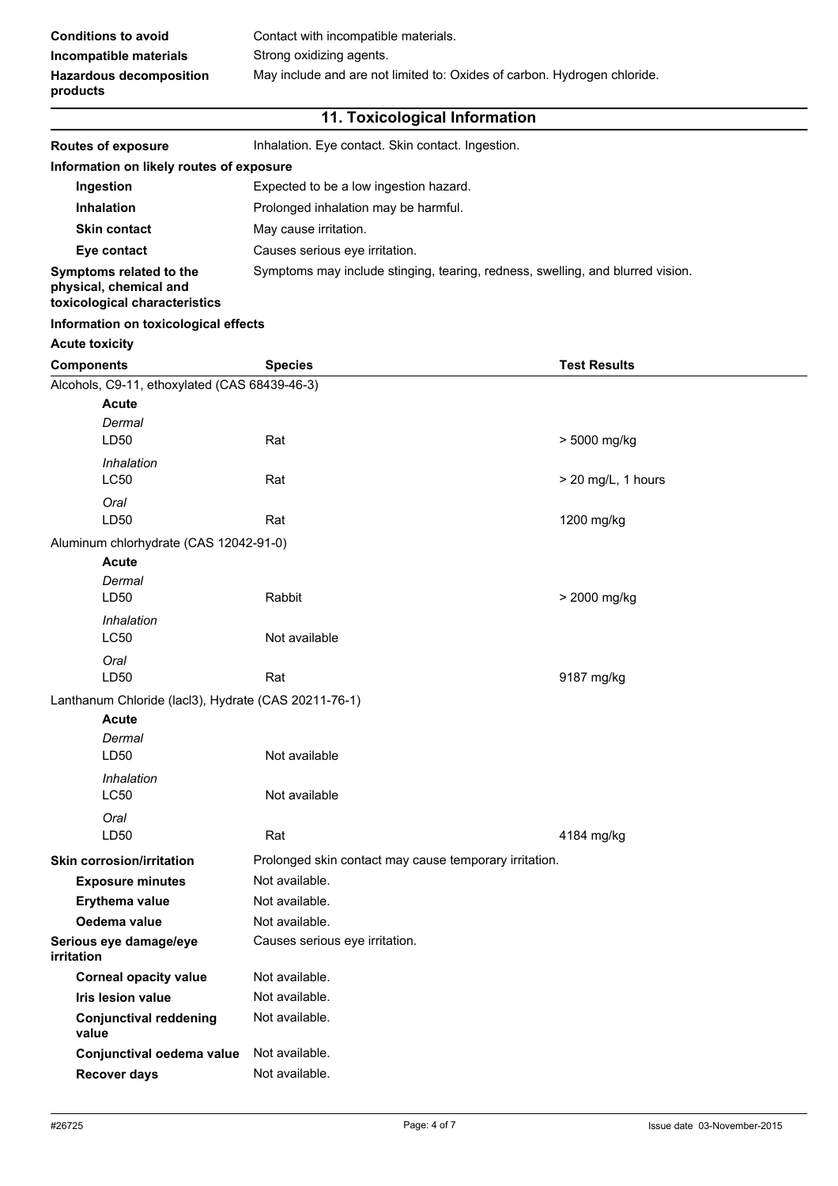| | |
|---|---|
| **Conditions to avoid** | Contact with incompatible materials. |
| **Incompatible materials** | Strong oxidizing agents. |
| **Hazardous decomposition products** | May include and are not limited to: Oxides of carbon. Hydrogen chloride. |

## 11. Toxicological Information

| | |
|---|---|
| **Routes of exposure** | Inhalation. Eye contact. Skin contact. Ingestion. |

**Information on likely routes of exposure**

| | |
|---|---|
| **Ingestion** | Expected to be a low ingestion hazard. |
| **Inhalation** | Prolonged inhalation may be harmful. |
| **Skin contact** | May cause irritation. |
| **Eye contact** | Causes serious eye irritation. |
| **Symptoms related to the physical, chemical and toxicological characteristics** | Symptoms may include stinging, tearing, redness, swelling, and blurred vision. |

**Information on toxicological effects**

**Acute toxicity**

| Components | Species | Test Results |
|---|---|---|
| Alcohols, C9-11, ethoxylated (CAS 68439-46-3) | | |
| **Acute** | | |
| *Dermal* | | |
| LD50 | Rat | > 5000 mg/kg |
| *Inhalation* | | |
| LC50 | Rat | > 20 mg/L, 1 hours |
| *Oral* | | |
| LD50 | Rat | 1200 mg/kg |
| Aluminum chlorhydrate (CAS 12042-91-0) | | |
| **Acute** | | |
| *Dermal* | | |
| LD50 | Rabbit | > 2000 mg/kg |
| *Inhalation* | | |
| LC50 | Not available | |
| *Oral* | | |
| LD50 | Rat | 9187 mg/kg |
| Lanthanum Chloride (lacl3), Hydrate (CAS 20211-76-1) | | |
| **Acute** | | |
| *Dermal* | | |
| LD50 | Not available | |
| *Inhalation* | | |
| LC50 | Not available | |
| *Oral* | | |
| LD50 | Rat | 4184 mg/kg |

| | |
|---|---|
| **Skin corrosion/irritation** | Prolonged skin contact may cause temporary irritation. |
| **Exposure minutes** | Not available. |
| **Erythema value** | Not available. |
| **Oedema value** | Not available. |
| **Serious eye damage/eye irritation** | Causes serious eye irritation. |
| **Corneal opacity value** | Not available. |
| **Iris lesion value** | Not available. |
| **Conjunctival reddening value** | Not available. |
| **Conjunctival oedema value** | Not available. |
| **Recover days** | Not available. |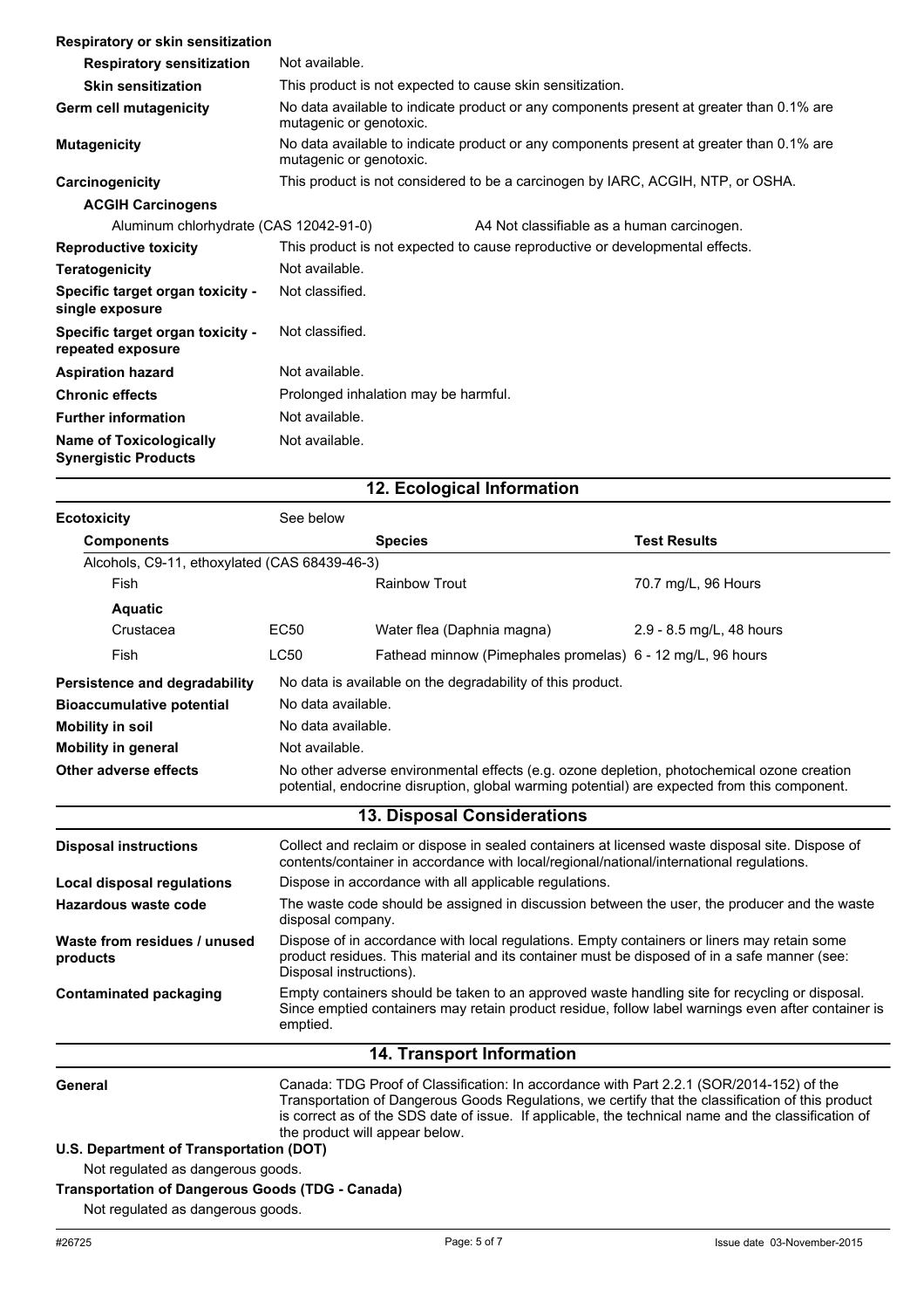**Respiratory or skin sensitization**

| | |
|---|---|
| **Respiratory sensitization** | Not available. |
| **Skin sensitization** | This product is not expected to cause skin sensitization. |
| **Germ cell mutagenicity** | No data available to indicate product or any components present at greater than 0.1% are mutagenic or genotoxic. |
| **Mutagenicity** | No data available to indicate product or any components present at greater than 0.1% are mutagenic or genotoxic. |
| **Carcinogenicity** | This product is not considered to be a carcinogen by IARC, ACGIH, NTP, or OSHA. |

**ACGIH Carcinogens**

| | |
|---|---|
| Aluminum chlorhydrate (CAS 12042-91-0) | A4 Not classifiable as a human carcinogen. |

| | |
|---|---|
| **Reproductive toxicity** | This product is not expected to cause reproductive or developmental effects. |
| **Teratogenicity** | Not available. |
| **Specific target organ toxicity - single exposure** | Not classified. |
| **Specific target organ toxicity - repeated exposure** | Not classified. |
| **Aspiration hazard** | Not available. |
| **Chronic effects** | Prolonged inhalation may be harmful. |
| **Further information** | Not available. |
| **Name of Toxicologically Synergistic Products** | Not available. |

## 12. Ecological Information

**Ecotoxicity** See below

| Components | | Species | Test Results |
|---|---|---|---|
| Alcohols, C9-11, ethoxylated (CAS 68439-46-3) | | | |
| Fish | | Rainbow Trout | 70.7 mg/L, 96 Hours |
| **Aquatic** | | | |
| Crustacea | EC50 | Water flea (Daphnia magna) | 2.9 - 8.5 mg/L, 48 hours |
| Fish | LC50 | Fathead minnow (Pimephales promelas) | 6 - 12 mg/L, 96 hours |

| | |
|---|---|
| **Persistence and degradability** | No data is available on the degradability of this product. |
| **Bioaccumulative potential** | No data available. |
| **Mobility in soil** | No data available. |
| **Mobility in general** | Not available. |
| **Other adverse effects** | No other adverse environmental effects (e.g. ozone depletion, photochemical ozone creation potential, endocrine disruption, global warming potential) are expected from this component. |

## 13. Disposal Considerations

| | |
|---|---|
| **Disposal instructions** | Collect and reclaim or dispose in sealed containers at licensed waste disposal site. Dispose of contents/container in accordance with local/regional/national/international regulations. |
| **Local disposal regulations** | Dispose in accordance with all applicable regulations. |
| **Hazardous waste code** | The waste code should be assigned in discussion between the user, the producer and the waste disposal company. |
| **Waste from residues / unused products** | Dispose of in accordance with local regulations. Empty containers or liners may retain some product residues. This material and its container must be disposed of in a safe manner (see: Disposal instructions). |
| **Contaminated packaging** | Empty containers should be taken to an approved waste handling site for recycling or disposal. Since emptied containers may retain product residue, follow label warnings even after container is emptied. |

## 14. Transport Information

**General** Canada: TDG Proof of Classification: In accordance with Part 2.2.1 (SOR/2014-152) of the Transportation of Dangerous Goods Regulations, we certify that the classification of this product is correct as of the SDS date of issue. If applicable, the technical name and the classification of the product will appear below.

**U.S. Department of Transportation (DOT)**

Not regulated as dangerous goods.

**Transportation of Dangerous Goods (TDG - Canada)**

Not regulated as dangerous goods.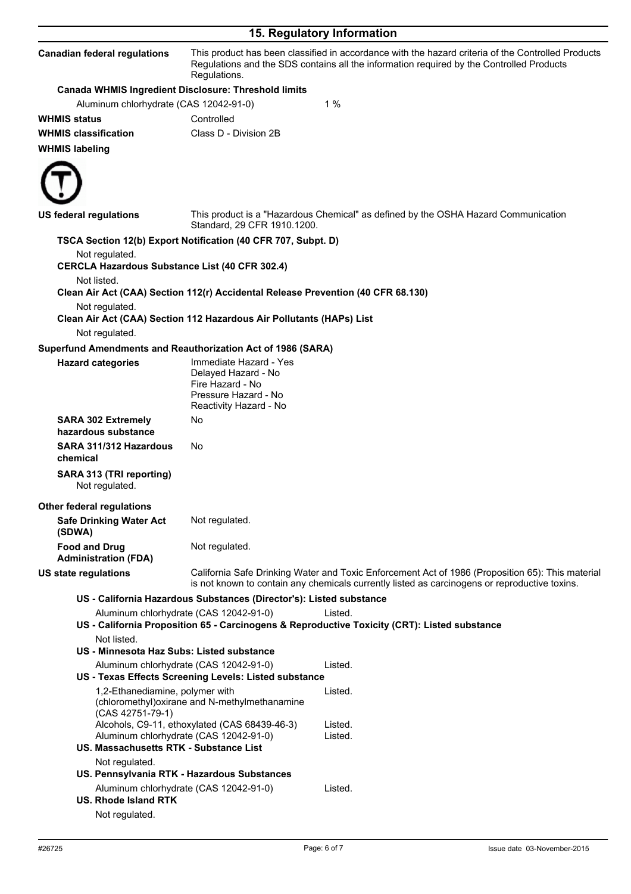## 15. Regulatory Information

**Canadian federal regulations** This product has been classified in accordance with the hazard criteria of the Controlled Products Regulations and the SDS contains all the information required by the Controlled Products Regulations.

**Canada WHMIS Ingredient Disclosure: Threshold limits**

| | |
|---|---|
| Aluminum chlorhydrate (CAS 12042-91-0) | 1 % |

**WHMIS status** Controlled

**WHMIS classification** Class D - Division 2B

**WHMIS labeling**

**US federal regulations** This product is a "Hazardous Chemical" as defined by the OSHA Hazard Communication Standard, 29 CFR 1910.1200.

**TSCA Section 12(b) Export Notification (40 CFR 707, Subpt. D)**

Not regulated.

**CERCLA Hazardous Substance List (40 CFR 302.4)**

Not listed.

**Clean Air Act (CAA) Section 112(r) Accidental Release Prevention (40 CFR 68.130)**

Not regulated.

**Clean Air Act (CAA) Section 112 Hazardous Air Pollutants (HAPs) List**

Not regulated.

**Superfund Amendments and Reauthorization Act of 1986 (SARA)**

**Hazard categories**
Immediate Hazard - Yes
Delayed Hazard - No
Fire Hazard - No
Pressure Hazard - No
Reactivity Hazard - No

**SARA 302 Extremely hazardous substance** No

**SARA 311/312 Hazardous chemical** No

**SARA 313 (TRI reporting)**
Not regulated.

**Other federal regulations**

**Safe Drinking Water Act (SDWA)** Not regulated.

**Food and Drug Administration (FDA)** Not regulated.

**US state regulations** California Safe Drinking Water and Toxic Enforcement Act of 1986 (Proposition 65): This material is not known to contain any chemicals currently listed as carcinogens or reproductive toxins.

**US - California Hazardous Substances (Director's): Listed substance**

| | |
|---|---|
| Aluminum chlorhydrate (CAS 12042-91-0) | Listed. |

**US - California Proposition 65 - Carcinogens & Reproductive Toxicity (CRT): Listed substance**

Not listed.

**US - Minnesota Haz Subs: Listed substance**

| | |
|---|---|
| Aluminum chlorhydrate (CAS 12042-91-0) | Listed. |

**US - Texas Effects Screening Levels: Listed substance**

| | |
|---|---|
| 1,2-Ethanediamine, polymer with (chloromethyl)oxirane and N-methylmethanamine (CAS 42751-79-1) | Listed. |
| Alcohols, C9-11, ethoxylated (CAS 68439-46-3) | Listed. |
| Aluminum chlorhydrate (CAS 12042-91-0) | Listed. |

**US. Massachusetts RTK - Substance List**

Not regulated.

**US. Pennsylvania RTK - Hazardous Substances**

| | |
|---|---|
| Aluminum chlorhydrate (CAS 12042-91-0) | Listed. |

**US. Rhode Island RTK**

Not regulated.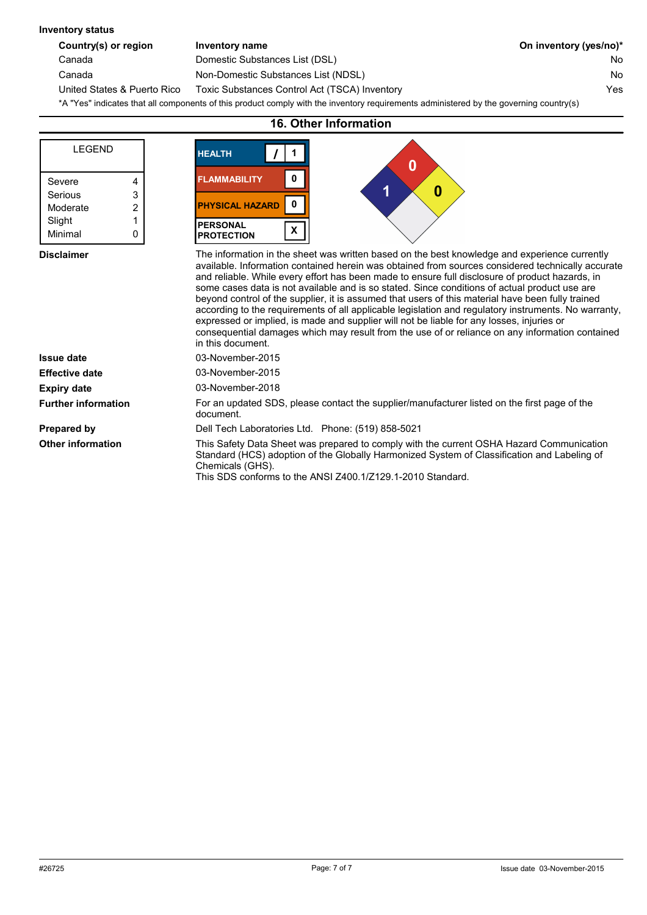**Inventory status**

| Country(s) or region | Inventory name | On inventory (yes/no)* |
|---|---|---|
| Canada | Domestic Substances List (DSL) | No |
| Canada | Non-Domestic Substances List (NDSL) | No |
| United States & Puerto Rico | Toxic Substances Control Act (TSCA) Inventory | Yes |

*A "Yes" indicates that all components of this product comply with the inventory requirements administered by the governing country(s)

## 16. Other Information

| LEGEND | |
|---|---|
| Severe | 4 |
| Serious | 3 |
| Moderate | 2 |
| Slight | 1 |
| Minimal | 0 |

| | | |
|---|---|---|
| HEALTH | / | 1 |
| FLAMMABILITY | | 0 |
| PHYSICAL HAZARD | | 0 |
| PERSONAL PROTECTION | | X |

0

1

0

**Disclaimer**
The information in the sheet was written based on the best knowledge and experience currently available. Information contained herein was obtained from sources considered technically accurate and reliable. While every effort has been made to ensure full disclosure of product hazards, in some cases data is not available and is so stated. Since conditions of actual product use are beyond control of the supplier, it is assumed that users of this material have been fully trained according to the requirements of all applicable legislation and regulatory instruments. No warranty, expressed or implied, is made and supplier will not be liable for any losses, injuries or consequential damages which may result from the use of or reliance on any information contained in this document.

**Issue date** 03-November-2015

**Effective date** 03-November-2015

**Expiry date** 03-November-2018

**Further information** For an updated SDS, please contact the supplier/manufacturer listed on the first page of the document.

**Prepared by** Dell Tech Laboratories Ltd. Phone: (519) 858-5021

**Other information** This Safety Data Sheet was prepared to comply with the current OSHA Hazard Communication Standard (HCS) adoption of the Globally Harmonized System of Classification and Labeling of Chemicals (GHS).
This SDS conforms to the ANSI Z400.1/Z129.1-2010 Standard.